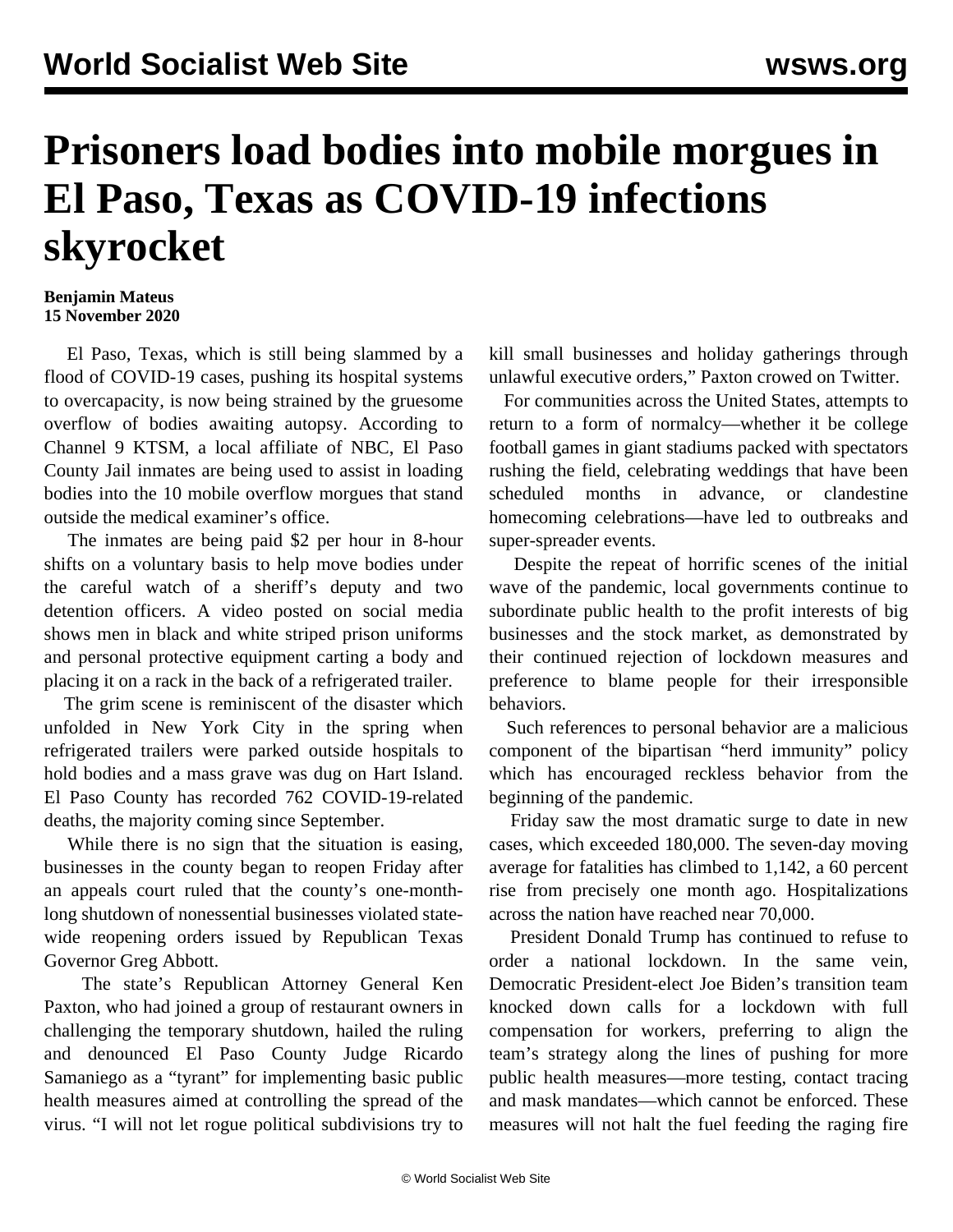# Prisoners load bodies into mobile morgues in El Paso, Texas as COVID-19 infections skyrocket

**Benjamin Mateus**
**15 November 2020**

El Paso, Texas, which is still being slammed by a flood of COVID-19 cases, pushing its hospital systems to overcapacity, is now being strained by the gruesome overflow of bodies awaiting autopsy. According to Channel 9 KTSM, a local affiliate of NBC, El Paso County Jail inmates are being used to assist in loading bodies into the 10 mobile overflow morgues that stand outside the medical examiner's office.

The inmates are being paid $2 per hour in 8-hour shifts on a voluntary basis to help move bodies under the careful watch of a sheriff's deputy and two detention officers. A video posted on social media shows men in black and white striped prison uniforms and personal protective equipment carting a body and placing it on a rack in the back of a refrigerated trailer.

The grim scene is reminiscent of the disaster which unfolded in New York City in the spring when refrigerated trailers were parked outside hospitals to hold bodies and a mass grave was dug on Hart Island. El Paso County has recorded 762 COVID-19-related deaths, the majority coming since September.

While there is no sign that the situation is easing, businesses in the county began to reopen Friday after an appeals court ruled that the county's one-month-long shutdown of nonessential businesses violated state-wide reopening orders issued by Republican Texas Governor Greg Abbott.

The state's Republican Attorney General Ken Paxton, who had joined a group of restaurant owners in challenging the temporary shutdown, hailed the ruling and denounced El Paso County Judge Ricardo Samaniego as a "tyrant" for implementing basic public health measures aimed at controlling the spread of the virus. "I will not let rogue political subdivisions try to kill small businesses and holiday gatherings through unlawful executive orders," Paxton crowed on Twitter.

For communities across the United States, attempts to return to a form of normalcy—whether it be college football games in giant stadiums packed with spectators rushing the field, celebrating weddings that have been scheduled months in advance, or clandestine homecoming celebrations—have led to outbreaks and super-spreader events.

Despite the repeat of horrific scenes of the initial wave of the pandemic, local governments continue to subordinate public health to the profit interests of big businesses and the stock market, as demonstrated by their continued rejection of lockdown measures and preference to blame people for their irresponsible behaviors.

Such references to personal behavior are a malicious component of the bipartisan "herd immunity" policy which has encouraged reckless behavior from the beginning of the pandemic.

Friday saw the most dramatic surge to date in new cases, which exceeded 180,000. The seven-day moving average for fatalities has climbed to 1,142, a 60 percent rise from precisely one month ago. Hospitalizations across the nation have reached near 70,000.

President Donald Trump has continued to refuse to order a national lockdown. In the same vein, Democratic President-elect Joe Biden's transition team knocked down calls for a lockdown with full compensation for workers, preferring to align the team's strategy along the lines of pushing for more public health measures—more testing, contact tracing and mask mandates—which cannot be enforced. These measures will not halt the fuel feeding the raging fire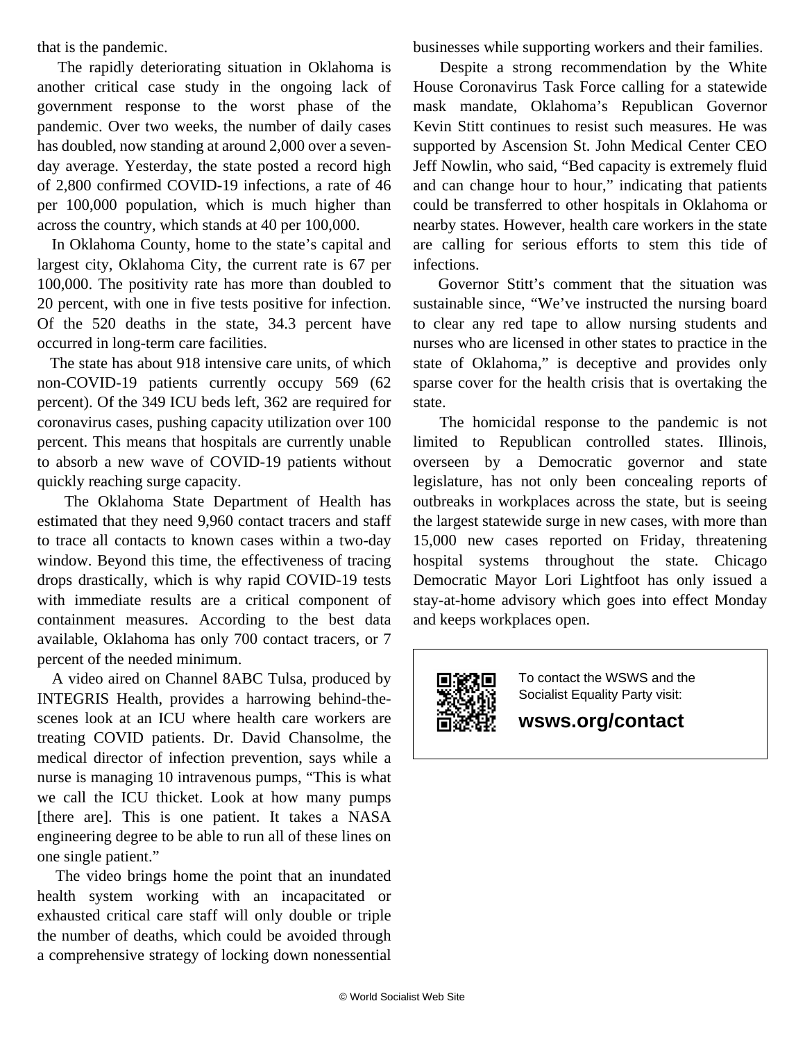that is the pandemic.

The rapidly deteriorating situation in Oklahoma is another critical case study in the ongoing lack of government response to the worst phase of the pandemic. Over two weeks, the number of daily cases has doubled, now standing at around 2,000 over a seven-day average. Yesterday, the state posted a record high of 2,800 confirmed COVID-19 infections, a rate of 46 per 100,000 population, which is much higher than across the country, which stands at 40 per 100,000.

In Oklahoma County, home to the state's capital and largest city, Oklahoma City, the current rate is 67 per 100,000. The positivity rate has more than doubled to 20 percent, with one in five tests positive for infection. Of the 520 deaths in the state, 34.3 percent have occurred in long-term care facilities.

The state has about 918 intensive care units, of which non-COVID-19 patients currently occupy 569 (62 percent). Of the 349 ICU beds left, 362 are required for coronavirus cases, pushing capacity utilization over 100 percent. This means that hospitals are currently unable to absorb a new wave of COVID-19 patients without quickly reaching surge capacity.

The Oklahoma State Department of Health has estimated that they need 9,960 contact tracers and staff to trace all contacts to known cases within a two-day window. Beyond this time, the effectiveness of tracing drops drastically, which is why rapid COVID-19 tests with immediate results are a critical component of containment measures. According to the best data available, Oklahoma has only 700 contact tracers, or 7 percent of the needed minimum.

A video aired on Channel 8ABC Tulsa, produced by INTEGRIS Health, provides a harrowing behind-the-scenes look at an ICU where health care workers are treating COVID patients. Dr. David Chansolme, the medical director of infection prevention, says while a nurse is managing 10 intravenous pumps, "This is what we call the ICU thicket. Look at how many pumps [there are]. This is one patient. It takes a NASA engineering degree to be able to run all of these lines on one single patient."

The video brings home the point that an inundated health system working with an incapacitated or exhausted critical care staff will only double or triple the number of deaths, which could be avoided through a comprehensive strategy of locking down nonessential businesses while supporting workers and their families.

Despite a strong recommendation by the White House Coronavirus Task Force calling for a statewide mask mandate, Oklahoma's Republican Governor Kevin Stitt continues to resist such measures. He was supported by Ascension St. John Medical Center CEO Jeff Nowlin, who said, "Bed capacity is extremely fluid and can change hour to hour," indicating that patients could be transferred to other hospitals in Oklahoma or nearby states. However, health care workers in the state are calling for serious efforts to stem this tide of infections.

Governor Stitt's comment that the situation was sustainable since, "We've instructed the nursing board to clear any red tape to allow nursing students and nurses who are licensed in other states to practice in the state of Oklahoma," is deceptive and provides only sparse cover for the health crisis that is overtaking the state.

The homicidal response to the pandemic is not limited to Republican controlled states. Illinois, overseen by a Democratic governor and state legislature, has not only been concealing reports of outbreaks in workplaces across the state, but is seeing the largest statewide surge in new cases, with more than 15,000 new cases reported on Friday, threatening hospital systems throughout the state. Chicago Democratic Mayor Lori Lightfoot has only issued a stay-at-home advisory which goes into effect Monday and keeps workplaces open.

To contact the WSWS and the Socialist Equality Party visit:

**wsws.org/contact**